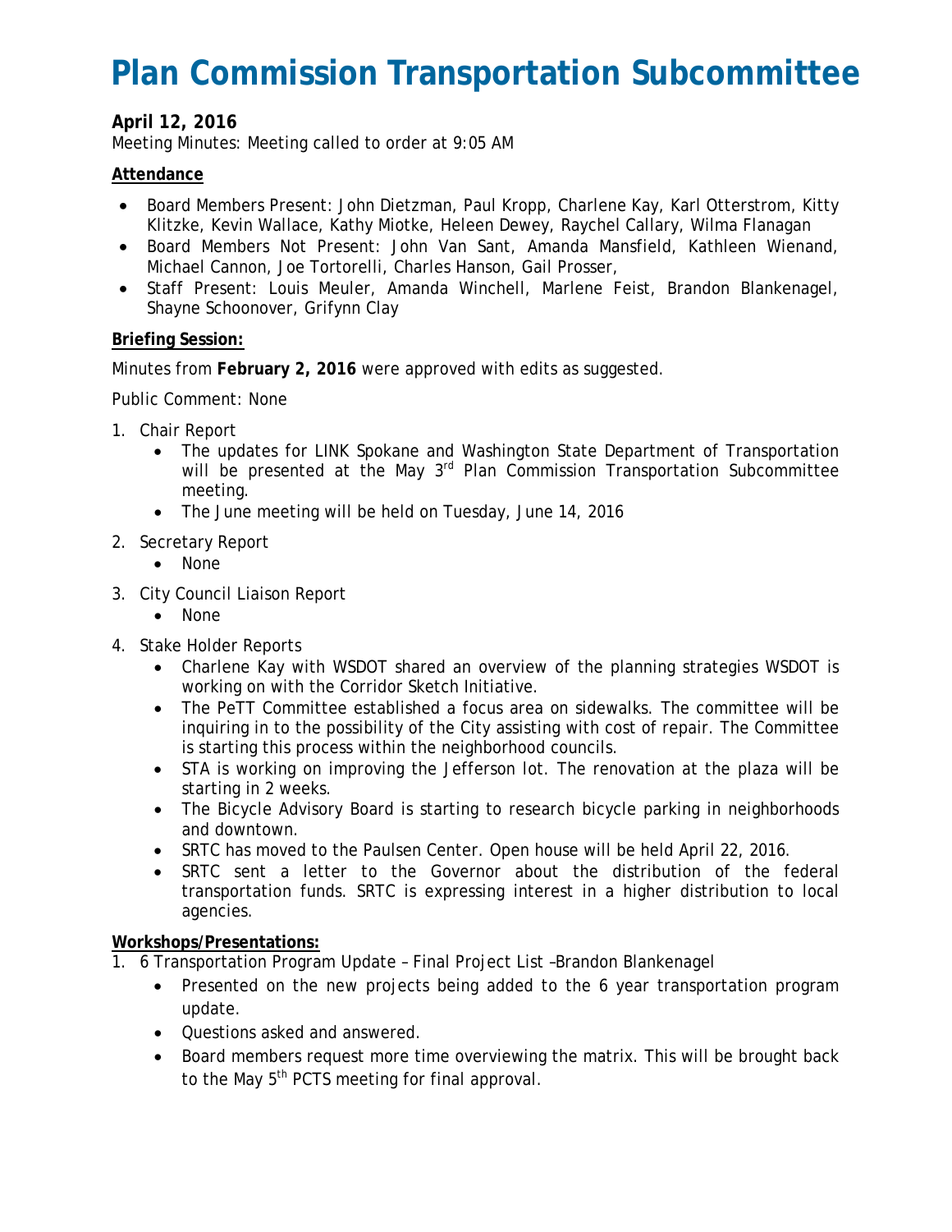# Plan Commission Transportation Subcommittee

**April 12, 2016**

Meeting Minutes: Meeting called to order at 9:05 AM

**Attendance**

- Board Members Present: John Dietzman, Paul Kropp, Charlene Kay, Karl Otterstrom, Kitty Klitzke, Kevin Wallace, Kathy Miotke, Heleen Dewey, Raychel Callary, Wilma Flanagan
- Board Members Not Present: John Van Sant, Amanda Mansfield, Kathleen Wienand, Michael Cannon, Joe Tortorelli, Charles Hanson, Gail Prosser,
- Staff Present: Louis Meuler, Amanda Winchell, Marlene Feist, Brandon Blankenagel, Shayne Schoonover, Grifynn Clay

**Briefing Session:**

Minutes from **February 2, 2016** were approved with edits as suggested.

Public Comment: None

1. Chair Report
   - The updates for LINK Spokane and Washington State Department of Transportation will be presented at the May 3rd Plan Commission Transportation Subcommittee meeting.
   - The June meeting will be held on Tuesday, June 14, 2016
2. Secretary Report
   - None
3. City Council Liaison Report
   - None
4. Stake Holder Reports
   - Charlene Kay with WSDOT shared an overview of the planning strategies WSDOT is working on with the Corridor Sketch Initiative.
   - The PeTT Committee established a focus area on sidewalks. The committee will be inquiring in to the possibility of the City assisting with cost of repair. The Committee is starting this process within the neighborhood councils.
   - STA is working on improving the Jefferson lot. The renovation at the plaza will be starting in 2 weeks.
   - The Bicycle Advisory Board is starting to research bicycle parking in neighborhoods and downtown.
   - SRTC has moved to the Paulsen Center. Open house will be held April 22, 2016.
   - SRTC sent a letter to the Governor about the distribution of the federal transportation funds. SRTC is expressing interest in a higher distribution to local agencies.

**Workshops/Presentations:**

1. 6 Transportation Program Update – Final Project List –Brandon Blankenagel
   - Presented on the new projects being added to the 6 year transportation program update.
   - Questions asked and answered.
   - Board members request more time overviewing the matrix. This will be brought back to the May 5th PCTS meeting for final approval.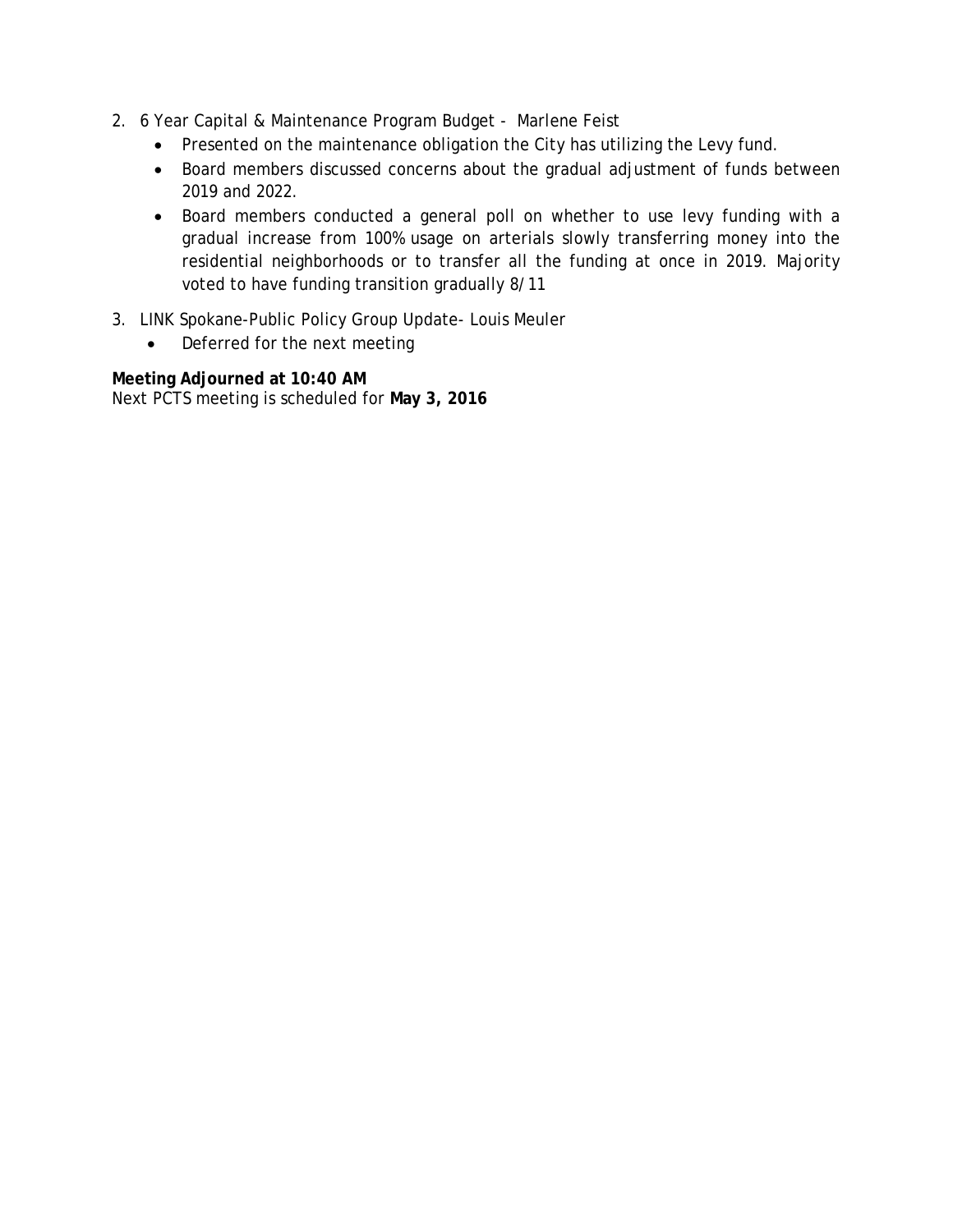2. 6 Year Capital & Maintenance Program Budget - Marlene Feist
   - Presented on the maintenance obligation the City has utilizing the Levy fund.
   - Board members discussed concerns about the gradual adjustment of funds between 2019 and 2022.
   - Board members conducted a general poll on whether to use levy funding with a gradual increase from 100% usage on arterials slowly transferring money into the residential neighborhoods or to transfer all the funding at once in 2019. Majority voted to have funding transition gradually 8/11
3. LINK Spokane-Public Policy Group Update- Louis Meuler
   - Deferred for the next meeting

**Meeting Adjourned at 10:40 AM**
Next PCTS meeting is scheduled for **May 3, 2016**